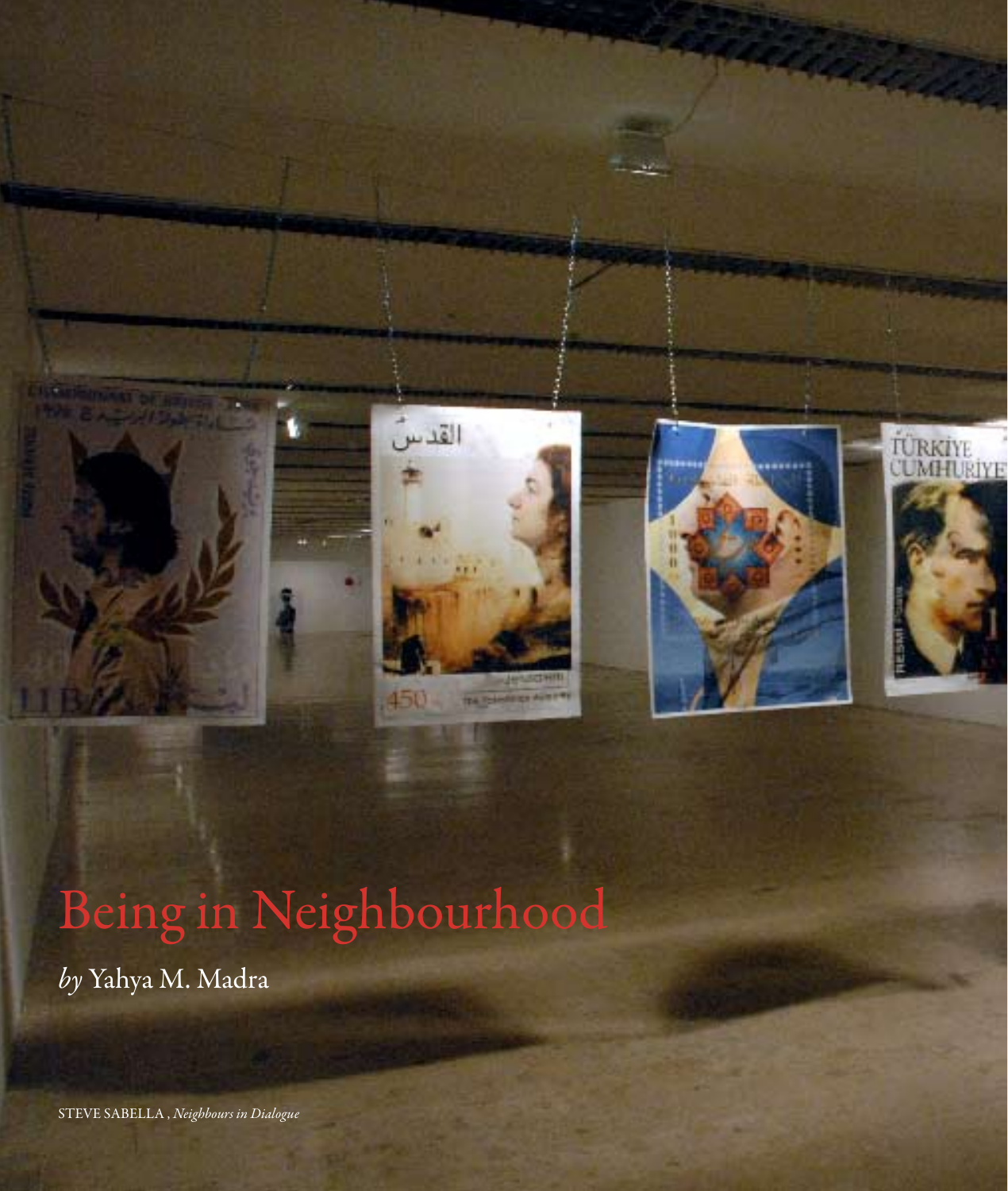# Being in Neighbourhood

*by* Yahya M. Madra

STEVE SABELLA, *Neighbours in Dialogue*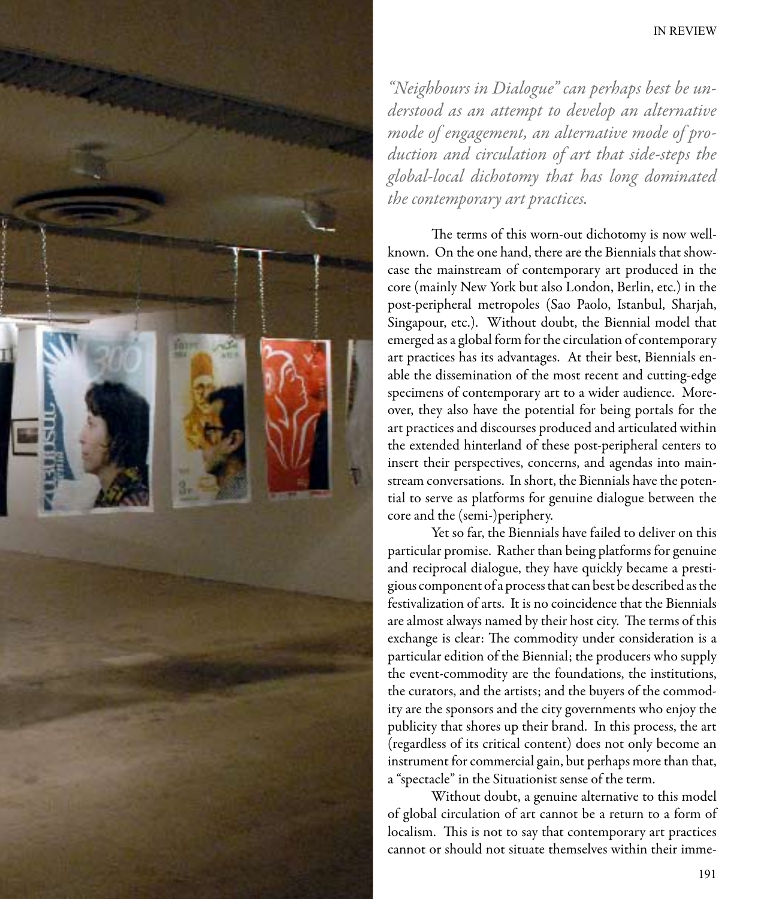*"Neighbours in Dialogue" can perhaps best be understood as an attempt to develop an alternative mode of engagement, an alternative mode of production and circulation of art that side-steps the global-local dichotomy that has long dominated the contemporary art practices.*

The terms of this worn-out dichotomy is now well-known. On the one hand, there are the Biennials that showcase the mainstream of contemporary art produced in the core (mainly New York but also London, Berlin, etc.) in the post-peripheral metropoles (Sao Paolo, Istanbul, Sharjah, Singapour, etc.). Without doubt, the Biennial model that emerged as a global form for the circulation of contemporary art practices has its advantages. At their best, Biennials enable the dissemination of the most recent and cutting-edge specimens of contemporary art to a wider audience. Moreover, they also have the potential for being portals for the art practices and discourses produced and articulated within the extended hinterland of these post-peripheral centers to insert their perspectives, concerns, and agendas into mainstream conversations. In short, the Biennials have the potential to serve as platforms for genuine dialogue between the core and the (semi-)periphery.

Yet so far, the Biennials have failed to deliver on this particular promise. Rather than being platforms for genuine and reciprocal dialogue, they have quickly became a prestigious component of a process that can best be described as the festivalization of arts. It is no coincidence that the Biennials are almost always named by their host city. The terms of this exchange is clear: The commodity under consideration is a particular edition of the Biennial; the producers who supply the event-commodity are the foundations, the institutions, the curators, and the artists; and the buyers of the commodity are the sponsors and the city governments who enjoy the publicity that shores up their brand. In this process, the art (regardless of its critical content) does not only become an instrument for commercial gain, but perhaps more than that, a "spectacle" in the Situationist sense of the term.

Without doubt, a genuine alternative to this model of global circulation of art cannot be a return to a form of localism. This is not to say that contemporary art practices cannot or should not situate themselves within their imme-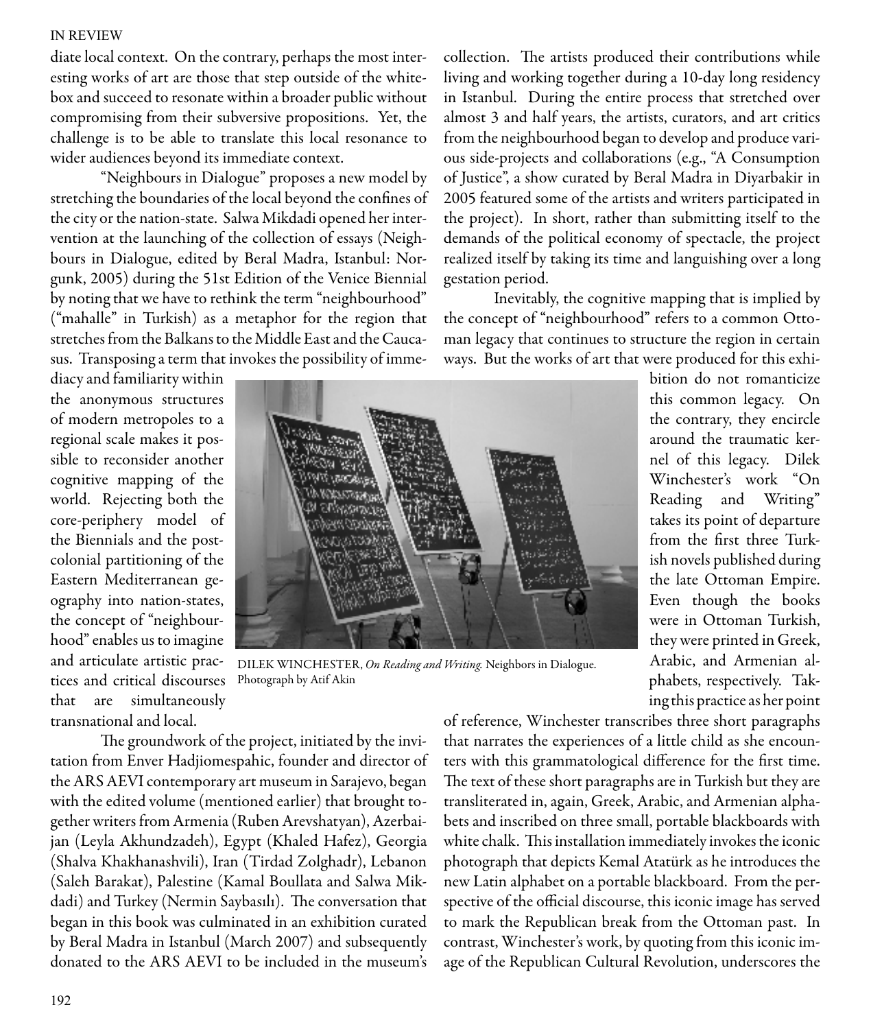diate local context. On the contrary, perhaps the most interesting works of art are those that step outside of the whitebox and succeed to resonate within a broader public without compromising from their subversive propositions. Yet, the challenge is to be able to translate this local resonance to wider audiences beyond its immediate context.

"Neighbours in Dialogue" proposes a new model by stretching the boundaries of the local beyond the confines of the city or the nation-state. Salwa Mikdadi opened her intervention at the launching of the collection of essays (Neighbours in Dialogue, edited by Beral Madra, Istanbul: Norgunk, 2005) during the 51st Edition of the Venice Biennial by noting that we have to rethink the term "neighbourhood" ("mahalle" in Turkish) as a metaphor for the region that stretches from the Balkans to the Middle East and the Caucasus. Transposing a term that invokes the possibility of immediacy and familiarity within the anonymous structures of modern metropoles to a regional scale makes it possible to reconsider another cognitive mapping of the world. Rejecting both the core-periphery model of the Biennials and the post-colonial partitioning of the Eastern Mediterranean geography into nation-states, the concept of "neighbourhood" enables us to imagine and articulate artistic practices and critical discourses that are simultaneously transnational and local.

The groundwork of the project, initiated by the invitation from Enver Hadjiomespahic, founder and director of the ARS AEVI contemporary art museum in Sarajevo, began with the edited volume (mentioned earlier) that brought together writers from Armenia (Ruben Arevshatyan), Azerbaijan (Leyla Akhundzadeh), Egypt (Khaled Hafez), Georgia (Shalva Khakhanashvili), Iran (Tirdad Zolghadr), Lebanon (Saleh Barakat), Palestine (Kamal Boullata and Salwa Mikdadi) and Turkey (Nermin Saybasılı). The conversation that began in this book was culminated in an exhibition curated by Beral Madra in Istanbul (March 2007) and subsequently donated to the ARS AEVI to be included in the museum's collection. The artists produced their contributions while living and working together during a 10-day long residency in Istanbul. During the entire process that stretched over almost 3 and half years, the artists, curators, and art critics from the neighbourhood began to develop and produce various side-projects and collaborations (e.g., "A Consumption of Justice", a show curated by Beral Madra in Diyarbakir in 2005 featured some of the artists and writers participated in the project). In short, rather than submitting itself to the demands of the political economy of spectacle, the project realized itself by taking its time and languishing over a long gestation period.

Inevitably, the cognitive mapping that is implied by the concept of "neighbourhood" refers to a common Ottoman legacy that continues to structure the region in certain ways. But the works of art that were produced for this exhibition do not romanticize this common legacy. On the contrary, they encircle around the traumatic kernel of this legacy. Dilek Winchester's work "On Reading and Writing" takes its point of departure from the first three Turkish novels published during the late Ottoman Empire. Even though the books were in Ottoman Turkish, they were printed in Greek, Arabic, and Armenian alphabets, respectively. Taking this practice as her point of reference, Winchester transcribes three short paragraphs that narrates the experiences of a little child as she encounters with this grammatological difference for the first time. The text of these short paragraphs are in Turkish but they are transliterated in, again, Greek, Arabic, and Armenian alphabets and inscribed on three small, portable blackboards with white chalk. This installation immediately invokes the iconic photograph that depicts Kemal Atatürk as he introduces the new Latin alphabet on a portable blackboard. From the perspective of the official discourse, this iconic image has served to mark the Republican break from the Ottoman past. In contrast, Winchester's work, by quoting from this iconic image of the Republican Cultural Revolution, underscores the

DILEK WINCHESTER, *On Reading and Writing.* Neighbors in Dialogue. Photograph by Atif Akin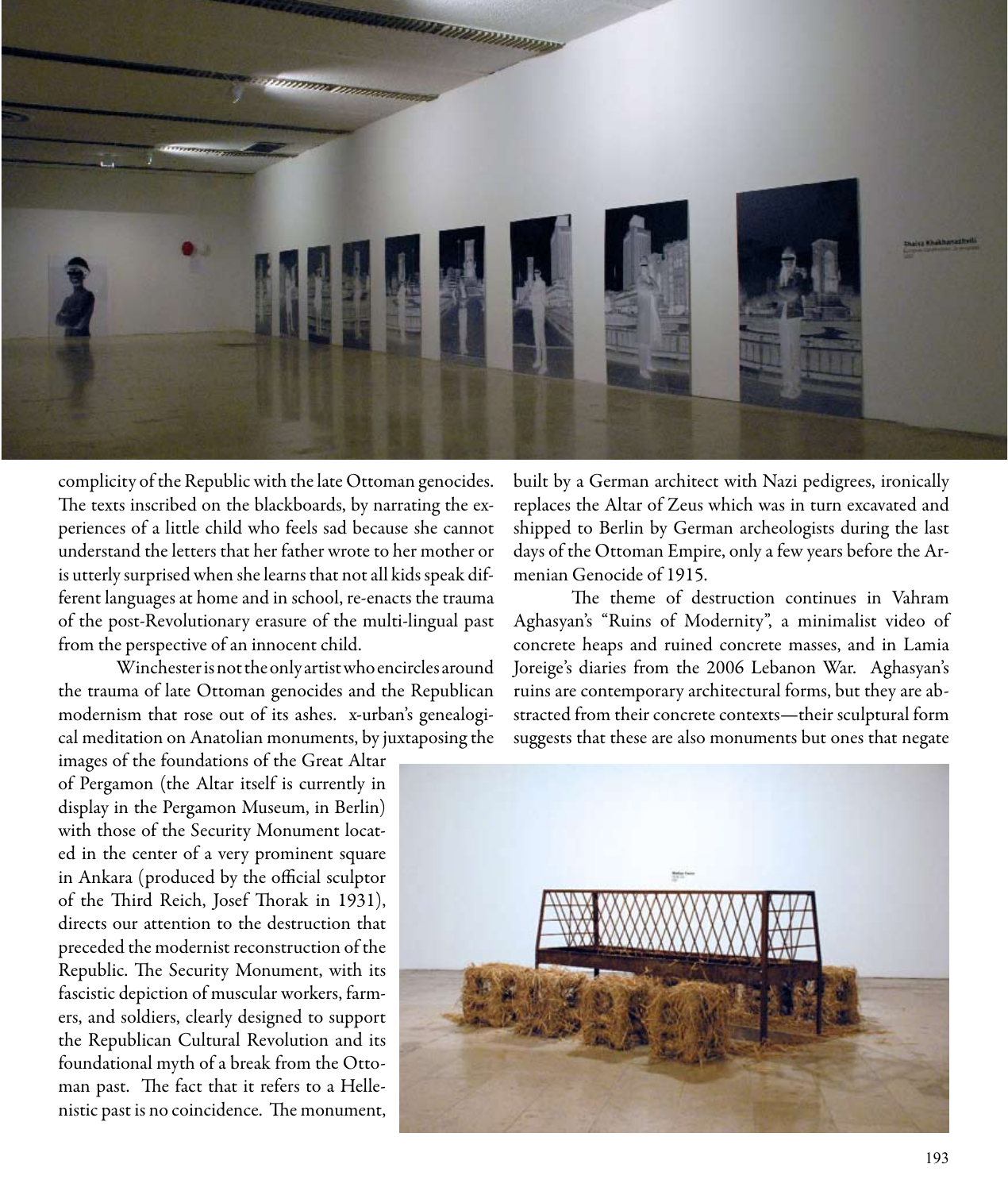complicity of the Republic with the late Ottoman genocides. The texts inscribed on the blackboards, by narrating the experiences of a little child who feels sad because she cannot understand the letters that her father wrote to her mother or is utterly surprised when she learns that not all kids speak different languages at home and in school, re-enacts the trauma of the post-Revolutionary erasure of the multi-lingual past from the perspective of an innocent child.

Winchester is not the only artist who encircles around the trauma of late Ottoman genocides and the Republican modernism that rose out of its ashes. x-urban's genealogical meditation on Anatolian monuments, by juxtaposing the images of the foundations of the Great Altar of Pergamon (the Altar itself is currently in display in the Pergamon Museum, in Berlin) with those of the Security Monument located in the center of a very prominent square in Ankara (produced by the official sculptor of the Third Reich, Josef Thorak in 1931), directs our attention to the destruction that preceded the modernist reconstruction of the Republic. The Security Monument, with its fascistic depiction of muscular workers, farmers, and soldiers, clearly designed to support the Republican Cultural Revolution and its foundational myth of a break from the Ottoman past. The fact that it refers to a Hellenistic past is no coincidence. The monument, built by a German architect with Nazi pedigrees, ironically replaces the Altar of Zeus which was in turn excavated and shipped to Berlin by German archeologists during the last days of the Ottoman Empire, only a few years before the Armenian Genocide of 1915.

The theme of destruction continues in Vahram Aghasyan's "Ruins of Modernity", a minimalist video of concrete heaps and ruined concrete masses, and in Lamia Joreige's diaries from the 2006 Lebanon War. Aghasyan's ruins are contemporary architectural forms, but they are abstracted from their concrete contexts—their sculptural form suggests that these are also monuments but ones that negate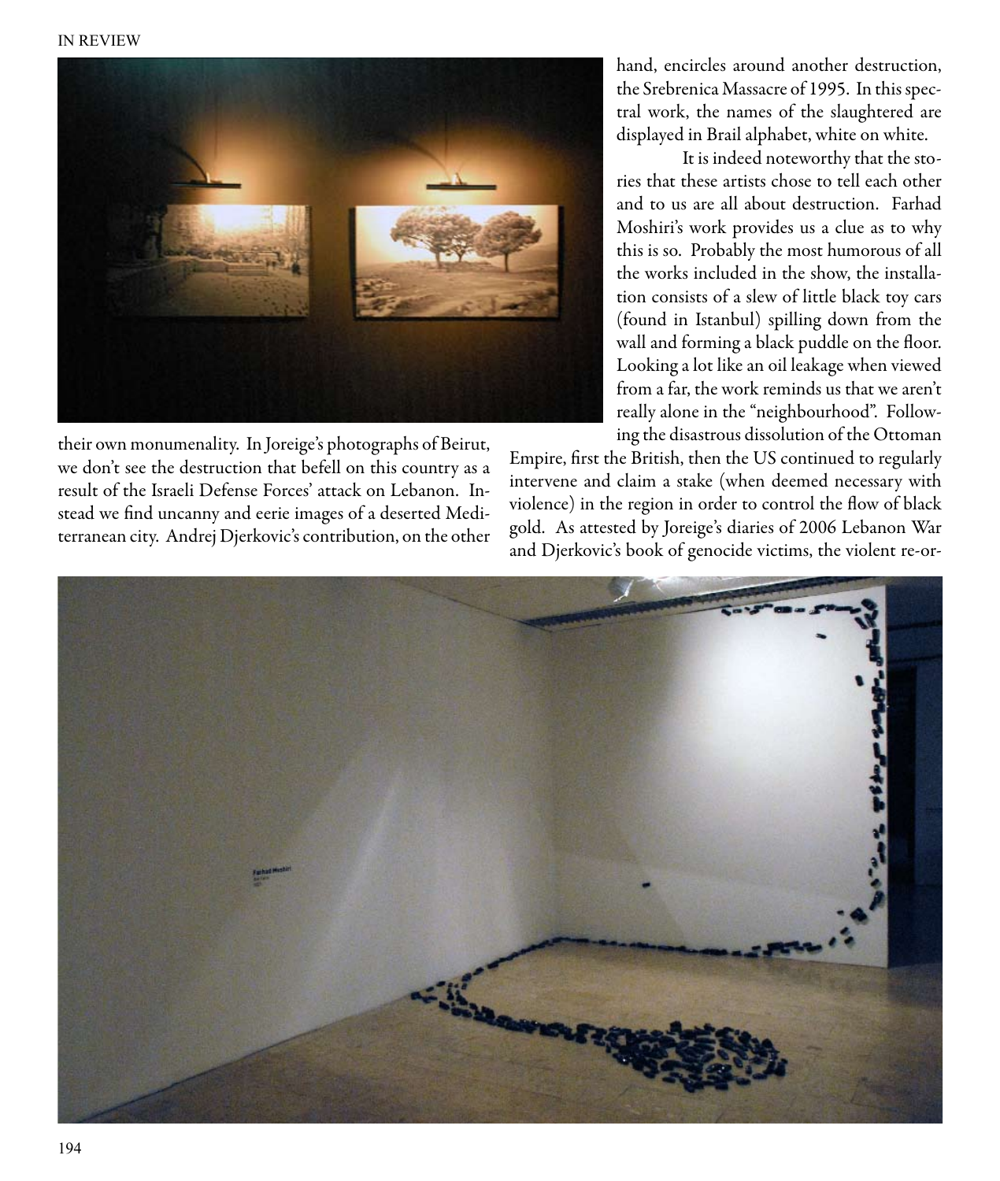their own monumenality. In Joreige's photographs of Beirut, we don't see the destruction that befell on this country as a result of the Israeli Defense Forces' attack on Lebanon. Instead we find uncanny and eerie images of a deserted Mediterranean city. Andrej Djerkovic's contribution, on the other hand, encircles around another destruction, the Srebrenica Massacre of 1995. In this spectral work, the names of the slaughtered are displayed in Brail alphabet, white on white.

It is indeed noteworthy that the stories that these artists chose to tell each other and to us are all about destruction. Farhad Moshiri's work provides us a clue as to why this is so. Probably the most humorous of all the works included in the show, the installation consists of a slew of little black toy cars (found in Istanbul) spilling down from the wall and forming a black puddle on the floor. Looking a lot like an oil leakage when viewed from a far, the work reminds us that we aren't really alone in the "neighbourhood". Following the disastrous dissolution of the Ottoman Empire, first the British, then the US continued to regularly intervene and claim a stake (when deemed necessary with violence) in the region in order to control the flow of black gold. As attested by Joreige's diaries of 2006 Lebanon War and Djerkovic's book of genocide victims, the violent re-or-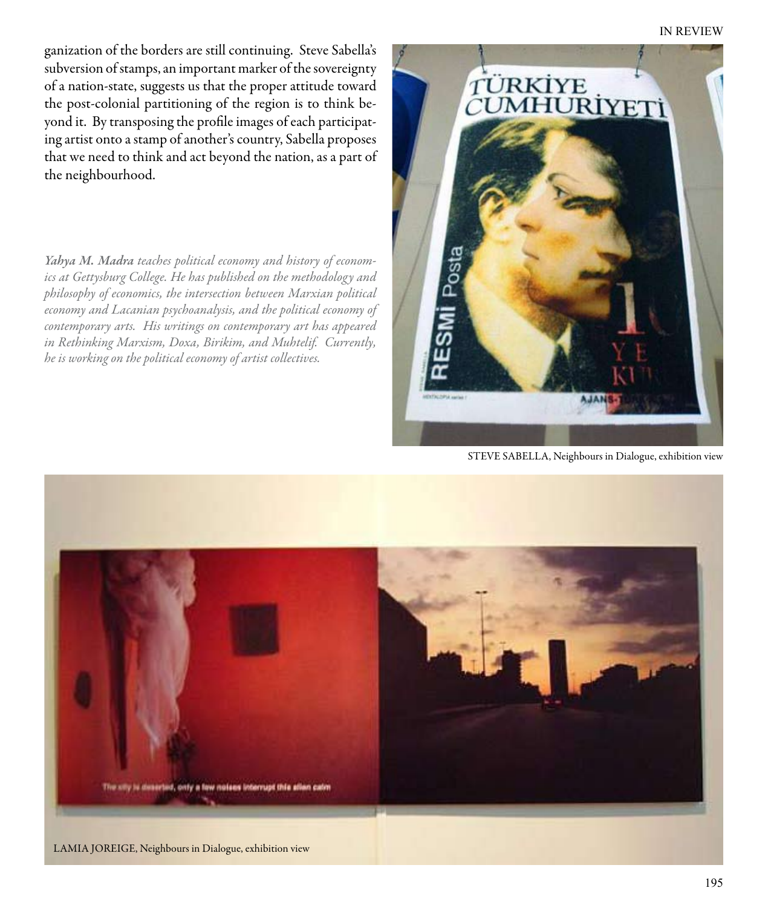ganization of the borders are still continuing. Steve Sabella's subversion of stamps, an important marker of the sovereignty of a nation-state, suggests us that the proper attitude toward the post-colonial partitioning of the region is to think beyond it. By transposing the profile images of each participating artist onto a stamp of another's country, Sabella proposes that we need to think and act beyond the nation, as a part of the neighbourhood.

*__Yahya M. Madra__ teaches political economy and history of economics at Gettysburg College. He has published on the methodology and philosophy of economics, the intersection between Marxian political economy and Lacanian psychoanalysis, and the political economy of contemporary arts. His writings on contemporary art has appeared in Rethinking Marxism, Doxa, Birikim, and Muhtelif. Currently, he is working on the political economy of artist collectives.*

STEVE SABELLA, Neighbours in Dialogue, exhibition view

LAMIA JOREIGE, Neighbours in Dialogue, exhibition view